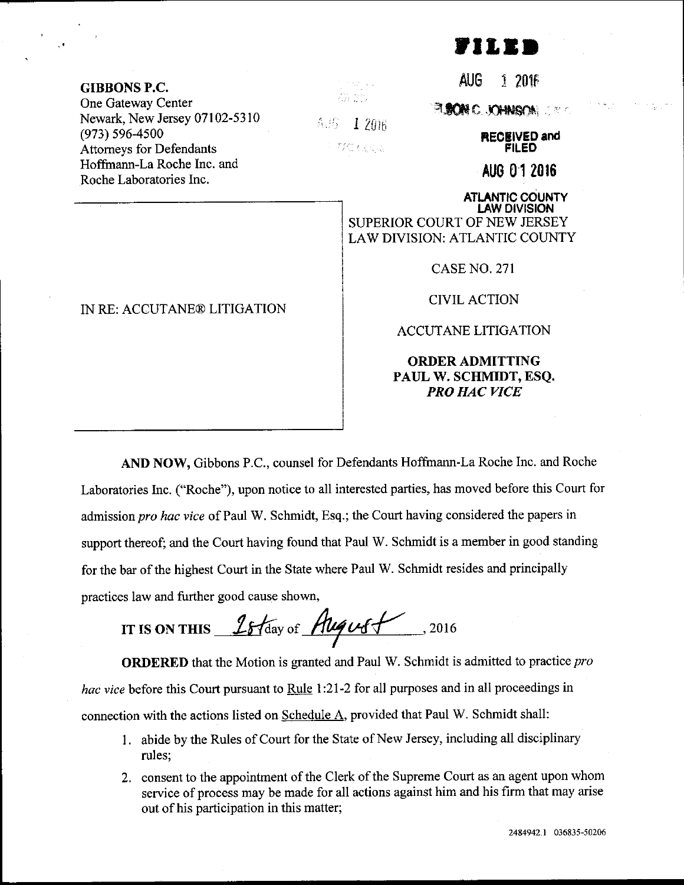**FILED**

AUG 1 2016

NELSON C. JOHNSON, J.S.C.

**RECEIVED and FILED**

**AUG 01 2016**

**ATLANTIC COUNTY LAW DIVISION**

**GIBBONS P.C.**
One Gateway Center
Newark, New Jersey 07102-5310
(973) 596-4500
Attorneys for Defendants
Hoffmann-La Roche Inc. and
Roche Laboratories Inc.

AUG 1 2016

| IN RE: ACCUTANE® LITIGATION | SUPERIOR COURT OF NEW JERSEY<br>LAW DIVISION: ATLANTIC COUNTY<br><br>CASE NO. 271<br><br>CIVIL ACTION<br><br>ACCUTANE LITIGATION<br><br>**ORDER ADMITTING PAUL W. SCHMIDT, ESQ. *PRO HAC VICE*** |
|---|---|

**AND NOW,** Gibbons P.C., counsel for Defendants Hoffmann-La Roche Inc. and Roche Laboratories Inc. ("Roche"), upon notice to all interested parties, has moved before this Court for admission *pro hac vice* of Paul W. Schmidt, Esq.; the Court having considered the papers in support thereof; and the Court having found that Paul W. Schmidt is a member in good standing for the bar of the highest Court in the State where Paul W. Schmidt resides and principally practices law and further good cause shown,

**IT IS ON THIS** 1st day of August, 2016

**ORDERED** that the Motion is granted and Paul W. Schmidt is admitted to practice *pro hac vice* before this Court pursuant to Rule 1:21-2 for all purposes and in all proceedings in connection with the actions listed on Schedule A, provided that Paul W. Schmidt shall:

1. abide by the Rules of Court for the State of New Jersey, including all disciplinary rules;
2. consent to the appointment of the Clerk of the Supreme Court as an agent upon whom service of process may be made for all actions against him and his firm that may arise out of his participation in this matter;

2484942.1 036835-50206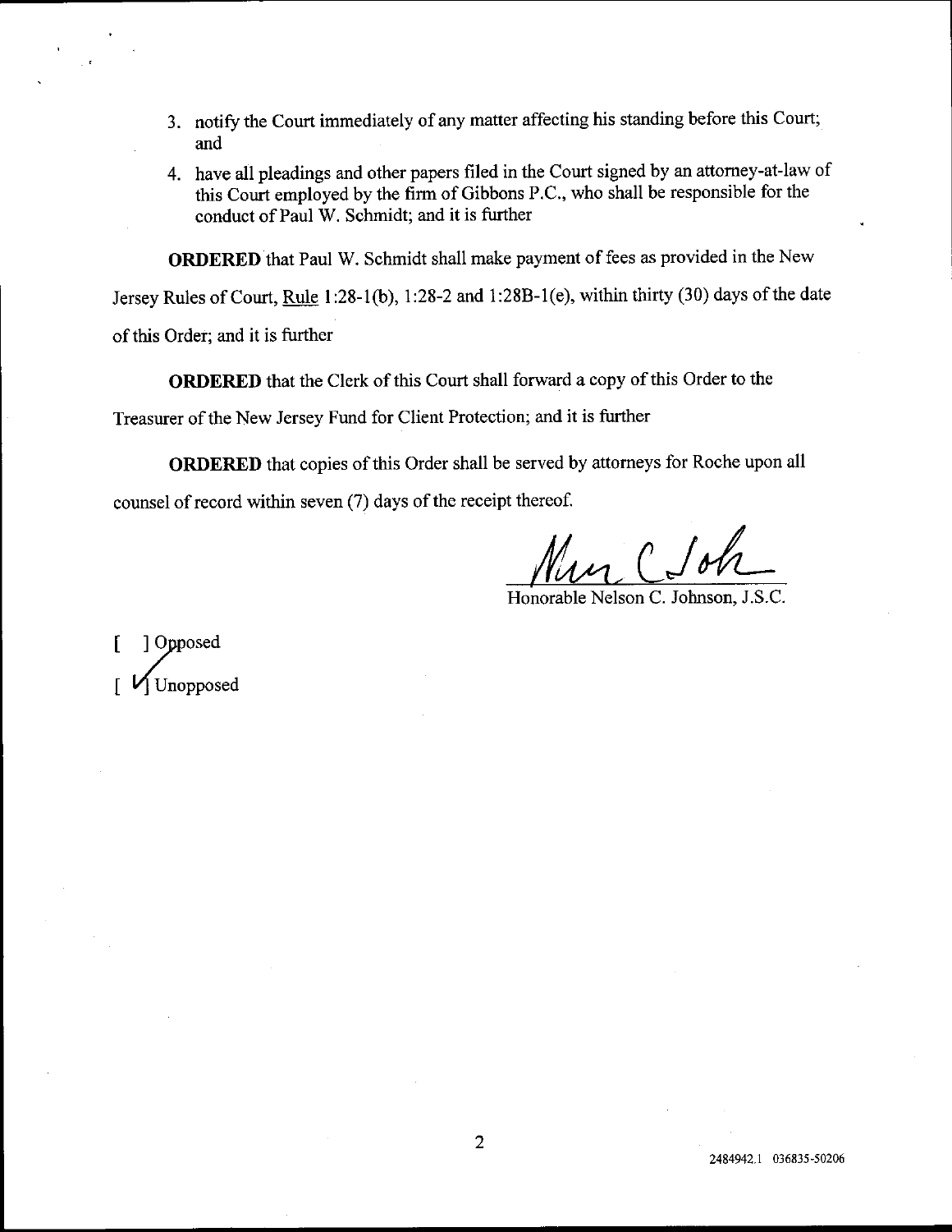3. notify the Court immediately of any matter affecting his standing before this Court; and

4. have all pleadings and other papers filed in the Court signed by an attorney-at-law of this Court employed by the firm of Gibbons P.C., who shall be responsible for the conduct of Paul W. Schmidt; and it is further

**ORDERED** that Paul W. Schmidt shall make payment of fees as provided in the New Jersey Rules of Court, Rule 1:28-1(b), 1:28-2 and 1:28B-1(e), within thirty (30) days of the date of this Order; and it is further

**ORDERED** that the Clerk of this Court shall forward a copy of this Order to the Treasurer of the New Jersey Fund for Client Protection; and it is further

**ORDERED** that copies of this Order shall be served by attorneys for Roche upon all counsel of record within seven (7) days of the receipt thereof.

Nelson C Joh

Honorable Nelson C. Johnson, J.S.C.

[ ] Opposed
[ ✓] Unopposed

2484942.1 036835-50206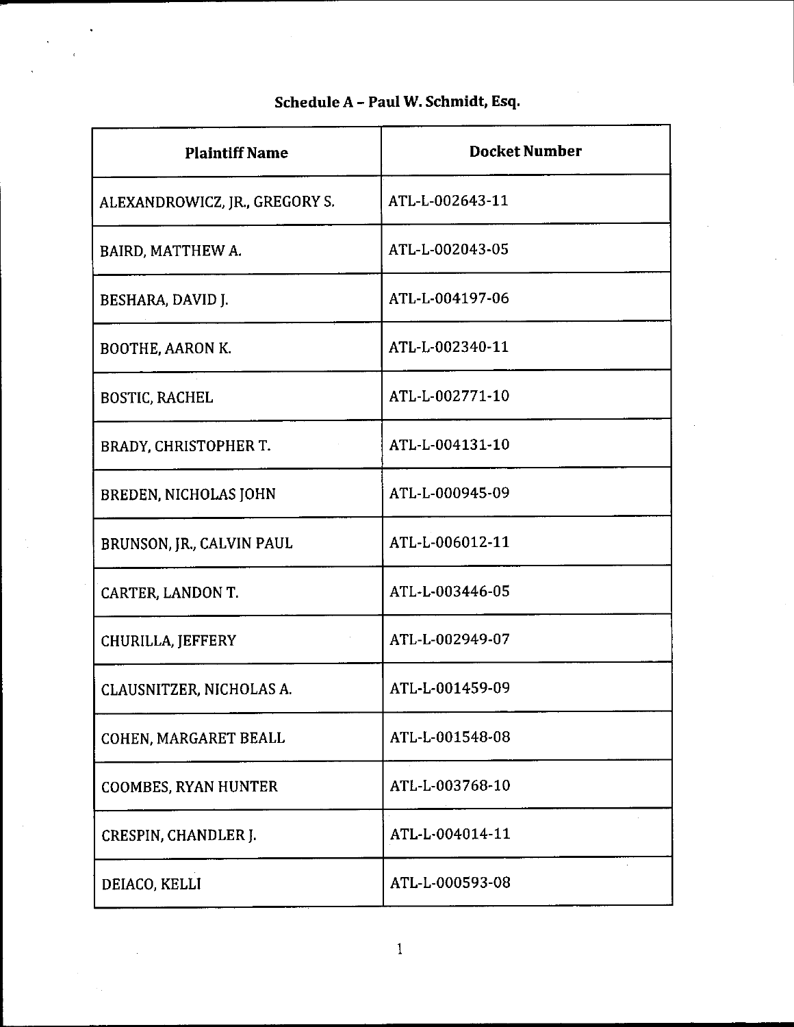## Schedule A – Paul W. Schmidt, Esq.

| Plaintiff Name | Docket Number |
|---|---|
| ALEXANDROWICZ, JR., GREGORY S. | ATL-L-002643-11 |
| BAIRD, MATTHEW A. | ATL-L-002043-05 |
| BESHARA, DAVID J. | ATL-L-004197-06 |
| BOOTHE, AARON K. | ATL-L-002340-11 |
| BOSTIC, RACHEL | ATL-L-002771-10 |
| BRADY, CHRISTOPHER T. | ATL-L-004131-10 |
| BREDEN, NICHOLAS JOHN | ATL-L-000945-09 |
| BRUNSON, JR., CALVIN PAUL | ATL-L-006012-11 |
| CARTER, LANDON T. | ATL-L-003446-05 |
| CHURILLA, JEFFERY | ATL-L-002949-07 |
| CLAUSNITZER, NICHOLAS A. | ATL-L-001459-09 |
| COHEN, MARGARET BEALL | ATL-L-001548-08 |
| COOMBES, RYAN HUNTER | ATL-L-003768-10 |
| CRESPIN, CHANDLER J. | ATL-L-004014-11 |
| DEIACO, KELLI | ATL-L-000593-08 |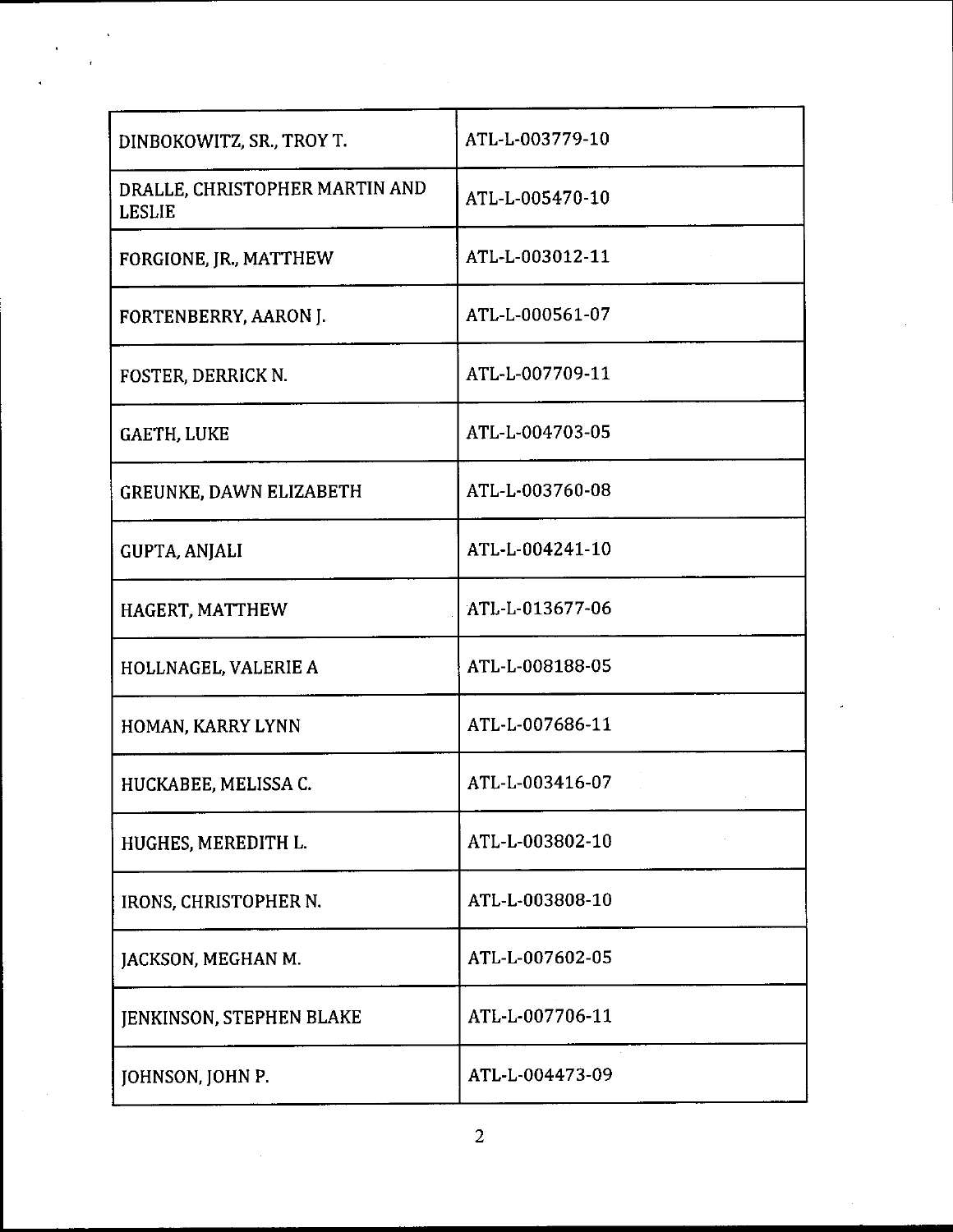| | |
|---|---|
| DINBOKOWITZ, SR., TROY T. | ATL-L-003779-10 |
| DRALLE, CHRISTOPHER MARTIN AND LESLIE | ATL-L-005470-10 |
| FORGIONE, JR., MATTHEW | ATL-L-003012-11 |
| FORTENBERRY, AARON J. | ATL-L-000561-07 |
| FOSTER, DERRICK N. | ATL-L-007709-11 |
| GAETH, LUKE | ATL-L-004703-05 |
| GREUNKE, DAWN ELIZABETH | ATL-L-003760-08 |
| GUPTA, ANJALI | ATL-L-004241-10 |
| HAGERT, MATTHEW | ATL-L-013677-06 |
| HOLLNAGEL, VALERIE A | ATL-L-008188-05 |
| HOMAN, KARRY LYNN | ATL-L-007686-11 |
| HUCKABEE, MELISSA C. | ATL-L-003416-07 |
| HUGHES, MEREDITH L. | ATL-L-003802-10 |
| IRONS, CHRISTOPHER N. | ATL-L-003808-10 |
| JACKSON, MEGHAN M. | ATL-L-007602-05 |
| JENKINSON, STEPHEN BLAKE | ATL-L-007706-11 |
| JOHNSON, JOHN P. | ATL-L-004473-09 |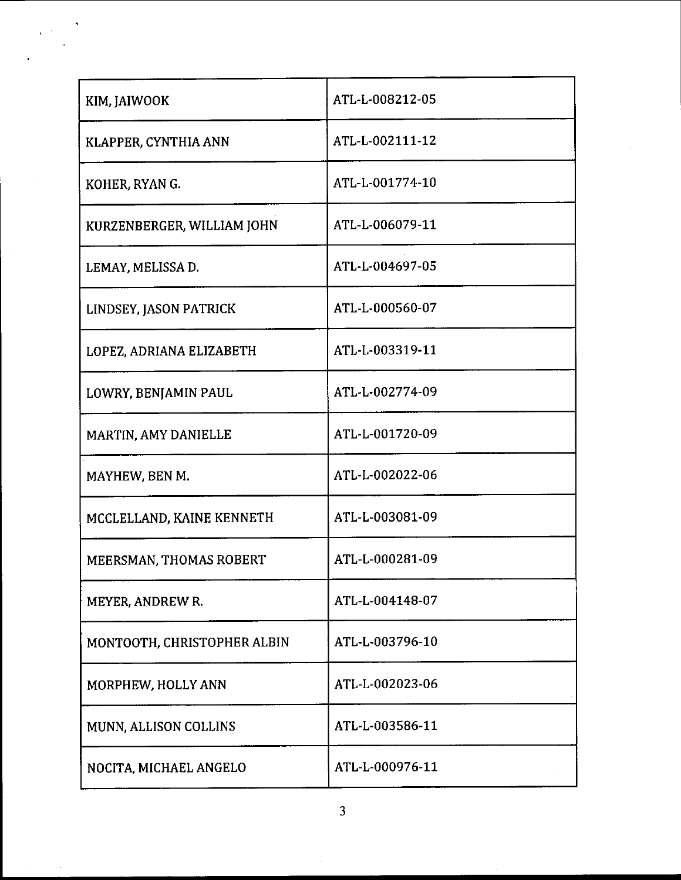| | |
|---|---|
| KIM, JAIWOOK | ATL-L-008212-05 |
| KLAPPER, CYNTHIA ANN | ATL-L-002111-12 |
| KOHER, RYAN G. | ATL-L-001774-10 |
| KURZENBERGER, WILLIAM JOHN | ATL-L-006079-11 |
| LEMAY, MELISSA D. | ATL-L-004697-05 |
| LINDSEY, JASON PATRICK | ATL-L-000560-07 |
| LOPEZ, ADRIANA ELIZABETH | ATL-L-003319-11 |
| LOWRY, BENJAMIN PAUL | ATL-L-002774-09 |
| MARTIN, AMY DANIELLE | ATL-L-001720-09 |
| MAYHEW, BEN M. | ATL-L-002022-06 |
| MCCLELLAND, KAINE KENNETH | ATL-L-003081-09 |
| MEERSMAN, THOMAS ROBERT | ATL-L-000281-09 |
| MEYER, ANDREW R. | ATL-L-004148-07 |
| MONTOOTH, CHRISTOPHER ALBIN | ATL-L-003796-10 |
| MORPHEW, HOLLY ANN | ATL-L-002023-06 |
| MUNN, ALLISON COLLINS | ATL-L-003586-11 |
| NOCITA, MICHAEL ANGELO | ATL-L-000976-11 |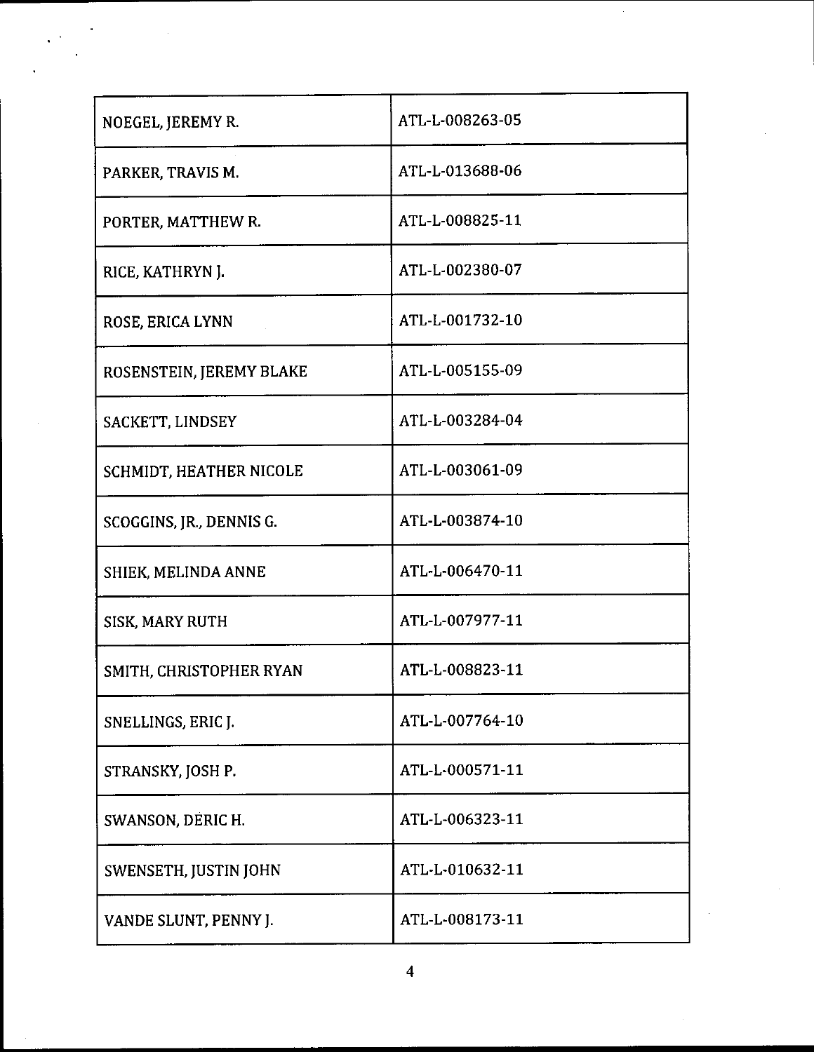| NOEGEL, JEREMY R. | ATL-L-008263-05 |
|---|---|
| PARKER, TRAVIS M. | ATL-L-013688-06 |
| PORTER, MATTHEW R. | ATL-L-008825-11 |
| RICE, KATHRYN J. | ATL-L-002380-07 |
| ROSE, ERICA LYNN | ATL-L-001732-10 |
| ROSENSTEIN, JEREMY BLAKE | ATL-L-005155-09 |
| SACKETT, LINDSEY | ATL-L-003284-04 |
| SCHMIDT, HEATHER NICOLE | ATL-L-003061-09 |
| SCOGGINS, JR., DENNIS G. | ATL-L-003874-10 |
| SHIEK, MELINDA ANNE | ATL-L-006470-11 |
| SISK, MARY RUTH | ATL-L-007977-11 |
| SMITH, CHRISTOPHER RYAN | ATL-L-008823-11 |
| SNELLINGS, ERIC J. | ATL-L-007764-10 |
| STRANSKY, JOSH P. | ATL-L-000571-11 |
| SWANSON, DERIC H. | ATL-L-006323-11 |
| SWENSETH, JUSTIN JOHN | ATL-L-010632-11 |
| VANDE SLUNT, PENNY J. | ATL-L-008173-11 |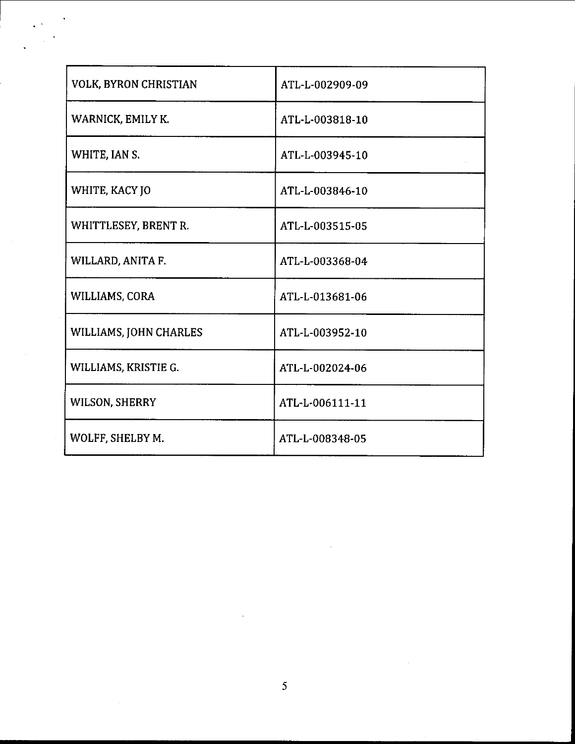| | |
|---|---|
| VOLK, BYRON CHRISTIAN | ATL-L-002909-09 |
| WARNICK, EMILY K. | ATL-L-003818-10 |
| WHITE, IAN S. | ATL-L-003945-10 |
| WHITE, KACY JO | ATL-L-003846-10 |
| WHITTLESEY, BRENT R. | ATL-L-003515-05 |
| WILLARD, ANITA F. | ATL-L-003368-04 |
| WILLIAMS, CORA | ATL-L-013681-06 |
| WILLIAMS, JOHN CHARLES | ATL-L-003952-10 |
| WILLIAMS, KRISTIE G. | ATL-L-002024-06 |
| WILSON, SHERRY | ATL-L-006111-11 |
| WOLFF, SHELBY M. | ATL-L-008348-05 |